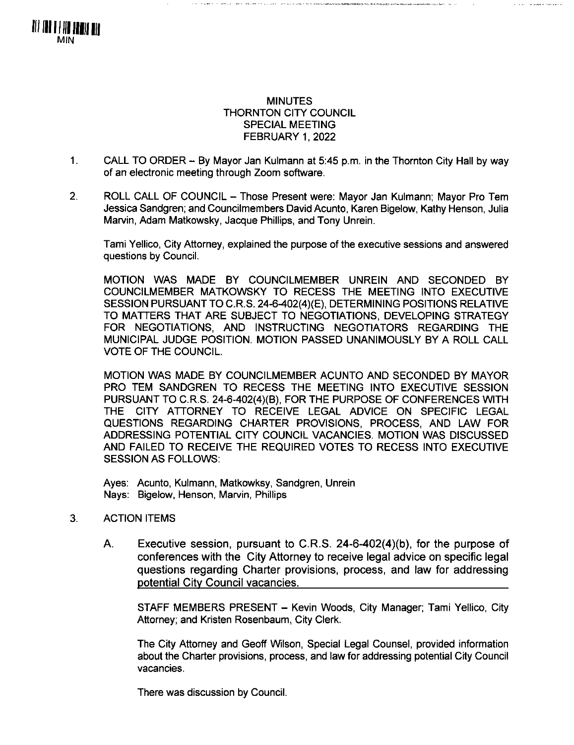MIN

# MINUTES
# THORNTON CITY COUNCIL
# SPECIAL MEETING
# FEBRUARY 1, 2022

1. CALL TO ORDER – By Mayor Jan Kulmann at 5:45 p.m. in the Thornton City Hall by way of an electronic meeting through Zoom software.

2. ROLL CALL OF COUNCIL – Those Present were: Mayor Jan Kulmann; Mayor Pro Tem Jessica Sandgren; and Councilmembers David Acunto, Karen Bigelow, Kathy Henson, Julia Marvin, Adam Matkowsky, Jacque Phillips, and Tony Unrein.

   Tami Yellico, City Attorney, explained the purpose of the executive sessions and answered questions by Council.

   MOTION WAS MADE BY COUNCILMEMBER UNREIN AND SECONDED BY COUNCILMEMBER MATKOWSKY TO RECESS THE MEETING INTO EXECUTIVE SESSION PURSUANT TO C.R.S. 24-6-402(4)(E), DETERMINING POSITIONS RELATIVE TO MATTERS THAT ARE SUBJECT TO NEGOTIATIONS, DEVELOPING STRATEGY FOR NEGOTIATIONS, AND INSTRUCTING NEGOTIATORS REGARDING THE MUNICIPAL JUDGE POSITION. MOTION PASSED UNANIMOUSLY BY A ROLL CALL VOTE OF THE COUNCIL.

   MOTION WAS MADE BY COUNCILMEMBER ACUNTO AND SECONDED BY MAYOR PRO TEM SANDGREN TO RECESS THE MEETING INTO EXECUTIVE SESSION PURSUANT TO C.R.S. 24-6-402(4)(B), FOR THE PURPOSE OF CONFERENCES WITH THE CITY ATTORNEY TO RECEIVE LEGAL ADVICE ON SPECIFIC LEGAL QUESTIONS REGARDING CHARTER PROVISIONS, PROCESS, AND LAW FOR ADDRESSING POTENTIAL CITY COUNCIL VACANCIES. MOTION WAS DISCUSSED AND FAILED TO RECEIVE THE REQUIRED VOTES TO RECESS INTO EXECUTIVE SESSION AS FOLLOWS:

   Ayes: Acunto, Kulmann, Matkowksy, Sandgren, Unrein
   Nays: Bigelow, Henson, Marvin, Phillips

3. ACTION ITEMS

   A. Executive session, pursuant to C.R.S. 24-6-402(4)(b), for the purpose of conferences with the City Attorney to receive legal advice on specific legal questions regarding Charter provisions, process, and law for addressing potential City Council vacancies.

      STAFF MEMBERS PRESENT – Kevin Woods, City Manager; Tami Yellico, City Attorney; and Kristen Rosenbaum, City Clerk.

      The City Attorney and Geoff Wilson, Special Legal Counsel, provided information about the Charter provisions, process, and law for addressing potential City Council vacancies.

      There was discussion by Council.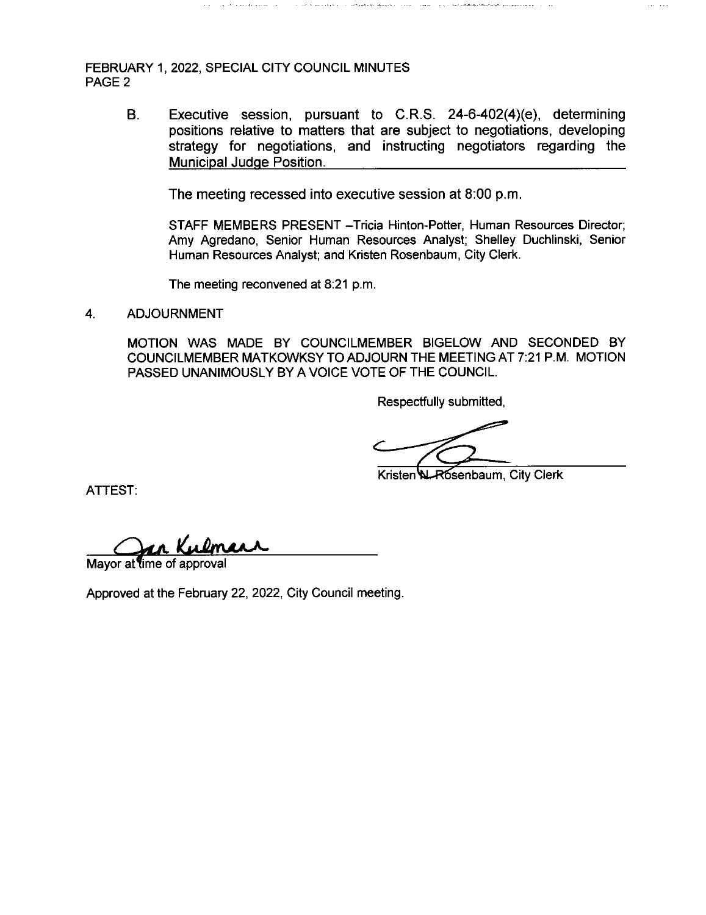B. Executive session, pursuant to C.R.S. 24-6-402(4)(e), determining positions relative to matters that are subject to negotiations, developing strategy for negotiations, and instructing negotiators regarding the <u>Municipal Judge Position.</u>

The meeting recessed into executive session at 8:00 p.m.

STAFF MEMBERS PRESENT –Tricia Hinton-Potter, Human Resources Director; Amy Agredano, Senior Human Resources Analyst; Shelley Duchlinski, Senior Human Resources Analyst; and Kristen Rosenbaum, City Clerk.

The meeting reconvened at 8:21 p.m.

4. ADJOURNMENT

MOTION WAS MADE BY COUNCILMEMBER BIGELOW AND SECONDED BY COUNCILMEMBER MATKOWKSY TO ADJOURN THE MEETING AT 7:21 P.M. MOTION PASSED UNANIMOUSLY BY A VOICE VOTE OF THE COUNCIL.

Respectfully submitted,

Kristen N. Rosenbaum, City Clerk

ATTEST:

Jan Kulmann

Mayor at time of approval

Approved at the February 22, 2022, City Council meeting.